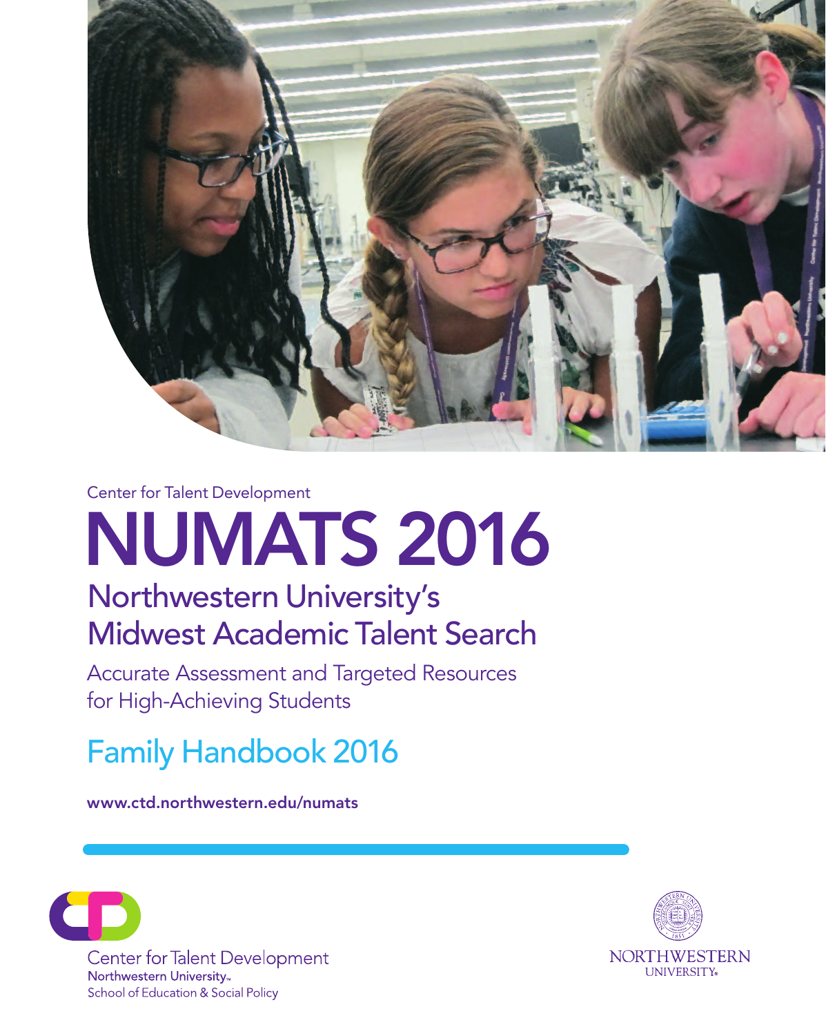Center for Talent Development

# NUMATS 2016

## Northwestern University's Midwest Academic Talent Search

Accurate Assessment and Targeted Resources for High-Achieving Students

## Family Handbook 2016

**www.ctd.northwestern.edu/numats**

Center for Talent Development
Northwestern University
School of Education & Social Policy

NORTHWESTERN UNIVERSITY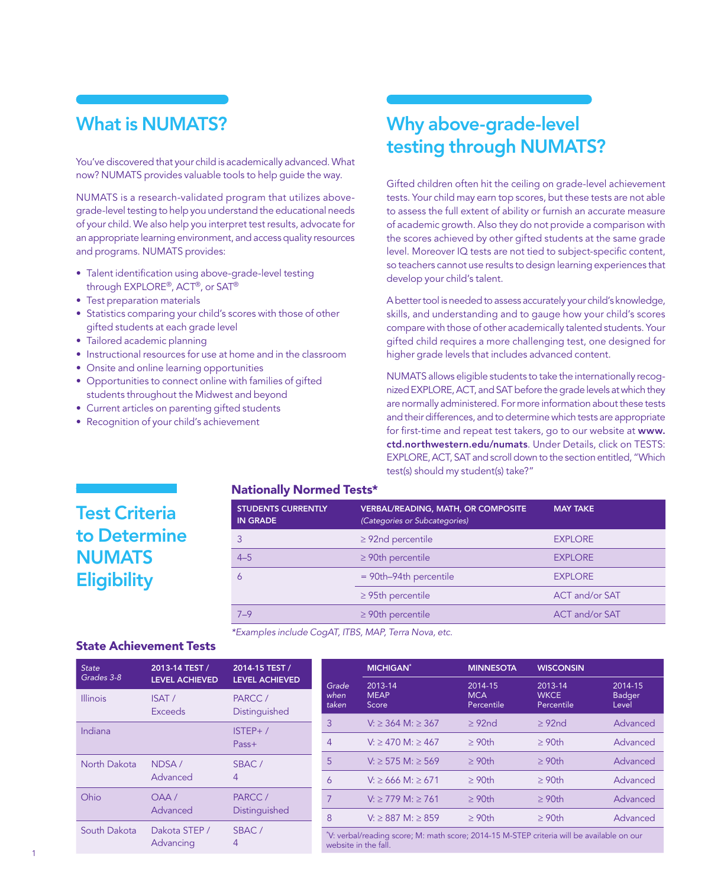## What is NUMATS?

You've discovered that your child is academically advanced. What now? NUMATS provides valuable tools to help guide the way.

NUMATS is a research-validated program that utilizes above-grade-level testing to help you understand the educational needs of your child. We also help you interpret test results, advocate for an appropriate learning environment, and access quality resources and programs. NUMATS provides:

- Talent identification using above-grade-level testing through EXPLORE®, ACT®, or SAT®
- Test preparation materials
- Statistics comparing your child's scores with those of other gifted students at each grade level
- Tailored academic planning
- Instructional resources for use at home and in the classroom
- Onsite and online learning opportunities
- Opportunities to connect online with families of gifted students throughout the Midwest and beyond
- Current articles on parenting gifted students
- Recognition of your child's achievement

## Why above-grade-level testing through NUMATS?

Gifted children often hit the ceiling on grade-level achievement tests. Your child may earn top scores, but these tests are not able to assess the full extent of ability or furnish an accurate measure of academic growth. Also they do not provide a comparison with the scores achieved by other gifted students at the same grade level. Moreover IQ tests are not tied to subject-specific content, so teachers cannot use results to design learning experiences that develop your child's talent.

A better tool is needed to assess accurately your child's knowledge, skills, and understanding and to gauge how your child's scores compare with those of other academically talented students. Your gifted child requires a more challenging test, one designed for higher grade levels that includes advanced content.

NUMATS allows eligible students to take the internationally recognized EXPLORE, ACT, and SAT before the grade levels at which they are normally administered. For more information about these tests and their differences, and to determine which tests are appropriate for first-time and repeat test takers, go to our website at **www.ctd.northwestern.edu/numats**. Under Details, click on TESTS: EXPLORE, ACT, SAT and scroll down to the section entitled, "Which test(s) should my student(s) take?"

## Test Criteria to Determine NUMATS Eligibility

### Nationally Normed Tests*

| STUDENTS CURRENTLY IN GRADE | VERBAL/READING, MATH, OR COMPOSITE *(Categories or Subcategories)* | MAY TAKE |
|---|---|---|
| 3 | ≥ 92nd percentile | EXPLORE |
| 4–5 | ≥ 90th percentile | EXPLORE |
| 6 | = 90th–94th percentile | EXPLORE |
| | ≥ 95th percentile | ACT and/or SAT |
| 7–9 | ≥ 90th percentile | ACT and/or SAT |

*Examples include CogAT, ITBS, MAP, Terra Nova, etc.

### State Achievement Tests

| *State Grades 3-8* | 2013-14 TEST / LEVEL ACHIEVED | 2014-15 TEST / LEVEL ACHIEVED |
|---|---|---|
| Illinois | ISAT / Exceeds | PARCC / Distinguished |
| Indiana | | ISTEP+ / Pass+ |
| North Dakota | NDSA / Advanced | SBAC / 4 |
| Ohio | OAA / Advanced | PARCC / Distinguished |
| South Dakota | Dakota STEP / Advancing | SBAC / 4 |

| | MICHIGAN* | MINNESOTA | WISCONSIN | |
|---|---|---|---|---|
| *Grade when taken* | 2013-14 MEAP Score | 2014-15 MCA Percentile | 2013-14 WKCE Percentile | 2014-15 Badger Level |
| 3 | V: ≥ 364 M: ≥ 367 | ≥ 92nd | ≥ 92nd | Advanced |
| 4 | V: ≥ 470 M: ≥ 467 | ≥ 90th | ≥ 90th | Advanced |
| 5 | V: ≥ 575 M: ≥ 569 | ≥ 90th | ≥ 90th | Advanced |
| 6 | V: ≥ 666 M: ≥ 671 | ≥ 90th | ≥ 90th | Advanced |
| 7 | V: ≥ 779 M: ≥ 761 | ≥ 90th | ≥ 90th | Advanced |
| 8 | V: ≥ 887 M: ≥ 859 | ≥ 90th | ≥ 90th | Advanced |

*V: verbal/reading score; M: math score; 2014-15 M-STEP criteria will be available on our website in the fall.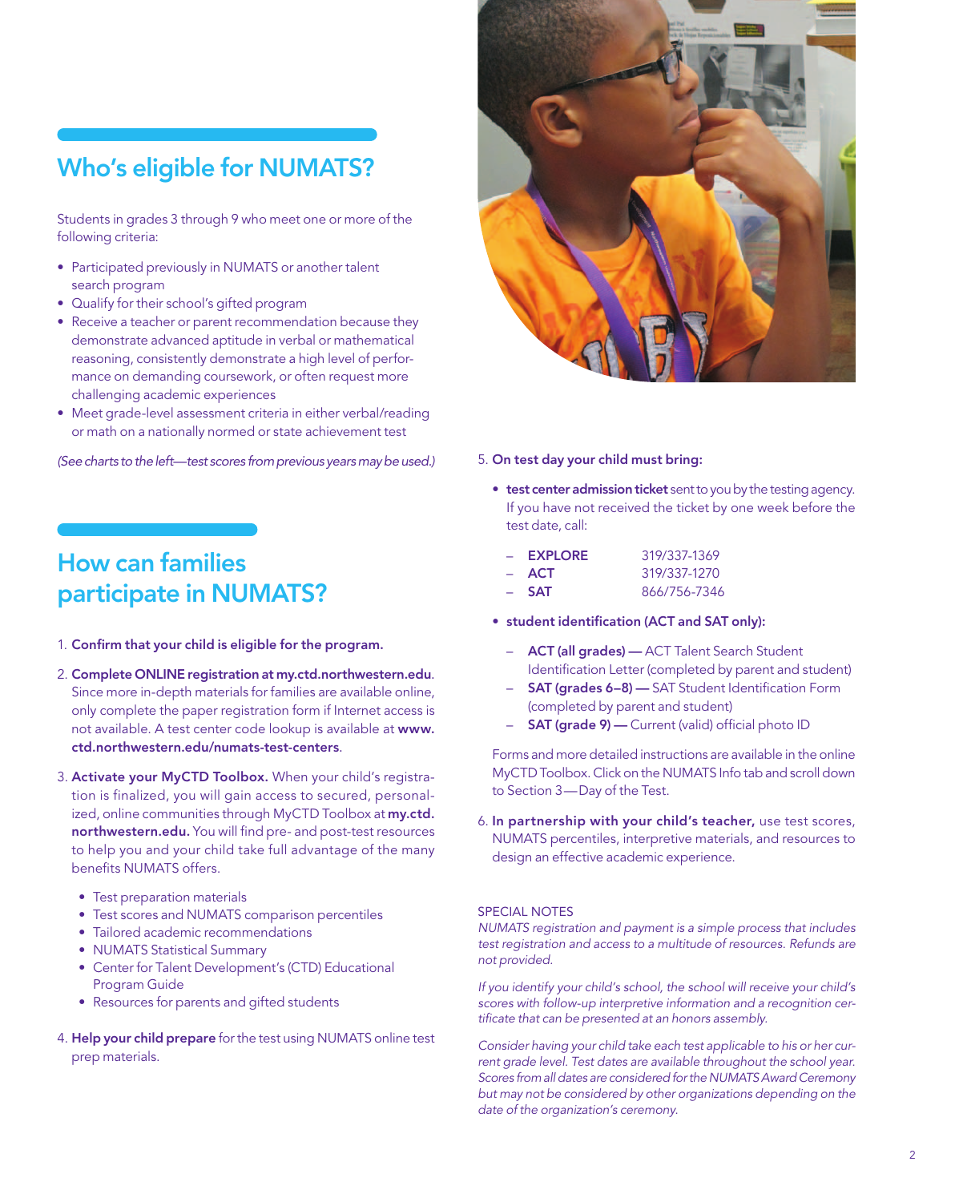## Who's eligible for NUMATS?

Students in grades 3 through 9 who meet one or more of the following criteria:

- Participated previously in NUMATS or another talent search program
- Qualify for their school's gifted program
- Receive a teacher or parent recommendation because they demonstrate advanced aptitude in verbal or mathematical reasoning, consistently demonstrate a high level of performance on demanding coursework, or often request more challenging academic experiences
- Meet grade-level assessment criteria in either verbal/reading or math on a nationally normed or state achievement test

*(See charts to the left—test scores from previous years may be used.)*

## How can families participate in NUMATS?

1. **Confirm that your child is eligible for the program.**
2. **Complete ONLINE registration at my.ctd.northwestern.edu**. Since more in-depth materials for families are available online, only complete the paper registration form if Internet access is not available. A test center code lookup is available at **www.ctd.northwestern.edu/numats-test-centers**.
3. **Activate your MyCTD Toolbox.** When your child's registration is finalized, you will gain access to secured, personalized, online communities through MyCTD Toolbox at **my.ctd.northwestern.edu.** You will find pre- and post-test resources to help you and your child take full advantage of the many benefits NUMATS offers.
   - Test preparation materials
   - Test scores and NUMATS comparison percentiles
   - Tailored academic recommendations
   - NUMATS Statistical Summary
   - Center for Talent Development's (CTD) Educational Program Guide
   - Resources for parents and gifted students
4. **Help your child prepare** for the test using NUMATS online test prep materials.
5. **On test day your child must bring:**
   - **test center admission ticket** sent to you by the testing agency. If you have not received the ticket by one week before the test date, call:
     - **EXPLORE** 319/337-1369
     - **ACT** 319/337-1270
     - **SAT** 866/756-7346
   - **student identification (ACT and SAT only):**
     - **ACT (all grades) —** ACT Talent Search Student Identification Letter (completed by parent and student)
     - **SAT (grades 6–8) —** SAT Student Identification Form (completed by parent and student)
     - **SAT (grade 9) —** Current (valid) official photo ID

   Forms and more detailed instructions are available in the online MyCTD Toolbox. Click on the NUMATS Info tab and scroll down to Section 3—Day of the Test.
6. **In partnership with your child's teacher,** use test scores, NUMATS percentiles, interpretive materials, and resources to design an effective academic experience.

SPECIAL NOTES

*NUMATS registration and payment is a simple process that includes test registration and access to a multitude of resources. Refunds are not provided.*

*If you identify your child's school, the school will receive your child's scores with follow-up interpretive information and a recognition certificate that can be presented at an honors assembly.*

*Consider having your child take each test applicable to his or her current grade level. Test dates are available throughout the school year. Scores from all dates are considered for the NUMATS Award Ceremony but may not be considered by other organizations depending on the date of the organization's ceremony.*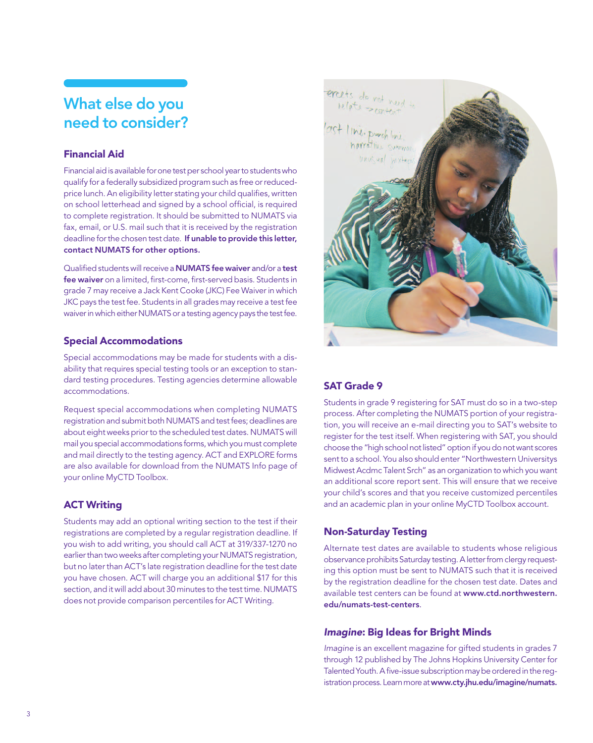## What else do you need to consider?

### Financial Aid

Financial aid is available for one test per school year to students who qualify for a federally subsidized program such as free or reduced-price lunch. An eligibility letter stating your child qualifies, written on school letterhead and signed by a school official, is required to complete registration. It should be submitted to NUMATS via fax, email, or U.S. mail such that it is received by the registration deadline for the chosen test date. **If unable to provide this letter, contact NUMATS for other options.**

Qualified students will receive a **NUMATS fee waiver** and/or a **test fee waiver** on a limited, first-come, first-served basis. Students in grade 7 may receive a Jack Kent Cooke (JKC) Fee Waiver in which JKC pays the test fee. Students in all grades may receive a test fee waiver in which either NUMATS or a testing agency pays the test fee.

### Special Accommodations

Special accommodations may be made for students with a disability that requires special testing tools or an exception to standard testing procedures. Testing agencies determine allowable accommodations.

Request special accommodations when completing NUMATS registration and submit both NUMATS and test fees; deadlines are about eight weeks prior to the scheduled test dates. NUMATS will mail you special accommodations forms, which you must complete and mail directly to the testing agency. ACT and EXPLORE forms are also available for download from the NUMATS Info page of your online MyCTD Toolbox.

### ACT Writing

Students may add an optional writing section to the test if their registrations are completed by a regular registration deadline. If you wish to add writing, you should call ACT at 319/337-1270 no earlier than two weeks after completing your NUMATS registration, but no later than ACT's late registration deadline for the test date you have chosen. ACT will charge you an additional $17 for this section, and it will add about 30 minutes to the test time. NUMATS does not provide comparison percentiles for ACT Writing.

### SAT Grade 9

Students in grade 9 registering for SAT must do so in a two-step process. After completing the NUMATS portion of your registration, you will receive an e-mail directing you to SAT's website to register for the test itself. When registering with SAT, you should choose the "high school not listed" option if you do not want scores sent to a school. You also should enter "Northwestern Universitys Midwest Acdmc Talent Srch" as an organization to which you want an additional score report sent. This will ensure that we receive your child's scores and that you receive customized percentiles and an academic plan in your online MyCTD Toolbox account.

### Non-Saturday Testing

Alternate test dates are available to students whose religious observance prohibits Saturday testing. A letter from clergy requesting this option must be sent to NUMATS such that it is received by the registration deadline for the chosen test date. Dates and available test centers can be found at **www.ctd.northwestern.edu/numats-test-centers**.

### *Imagine*: Big Ideas for Bright Minds

*Imagine* is an excellent magazine for gifted students in grades 7 through 12 published by The Johns Hopkins University Center for Talented Youth. A five-issue subscription may be ordered in the registration process. Learn more at **www.cty.jhu.edu/imagine/numats.**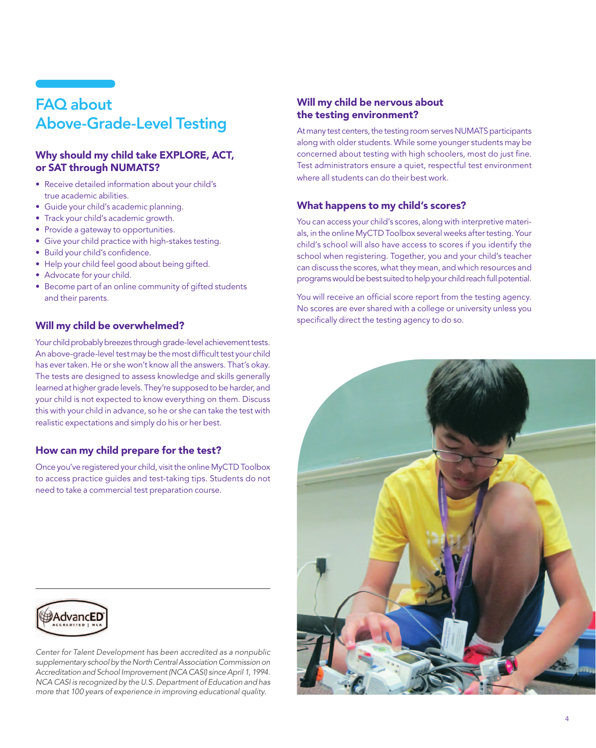# FAQ about Above-Grade-Level Testing

## Why should my child take EXPLORE, ACT, or SAT through NUMATS?

- Receive detailed information about your child's true academic abilities.
- Guide your child's academic planning.
- Track your child's academic growth.
- Provide a gateway to opportunities.
- Give your child practice with high-stakes testing.
- Build your child's confidence.
- Help your child feel good about being gifted.
- Advocate for your child.
- Become part of an online community of gifted students and their parents.

## Will my child be overwhelmed?

Your child probably breezes through grade-level achievement tests. An above-grade-level test may be the most difficult test your child has ever taken. He or she won't know all the answers. That's okay. The tests are designed to assess knowledge and skills generally learned at higher grade levels. They're supposed to be harder, and your child is not expected to know everything on them. Discuss this with your child in advance, so he or she can take the test with realistic expectations and simply do his or her best.

## How can my child prepare for the test?

Once you've registered your child, visit the online MyCTD Toolbox to access practice guides and test-taking tips. Students do not need to take a commercial test preparation course.

## Will my child be nervous about the testing environment?

At many test centers, the testing room serves NUMATS participants along with older students. While some younger students may be concerned about testing with high schoolers, most do just fine. Test administrators ensure a quiet, respectful test environment where all students can do their best work.

## What happens to my child's scores?

You can access your child's scores, along with interpretive materials, in the online MyCTD Toolbox several weeks after testing. Your child's school will also have access to scores if you identify the school when registering. Together, you and your child's teacher can discuss the scores, what they mean, and which resources and programs would be best suited to help your child reach full potential.

You will receive an official score report from the testing agency. No scores are ever shared with a college or university unless you specifically direct the testing agency to do so.

---

AdvancED ACCREDITED | NCA

*Center for Talent Development has been accredited as a nonpublic supplementary school by the North Central Association Commission on Accreditation and School Improvement (NCA CASI) since April 1, 1994. NCA CASI is recognized by the U.S. Department of Education and has more that 100 years of experience in improving educational quality.*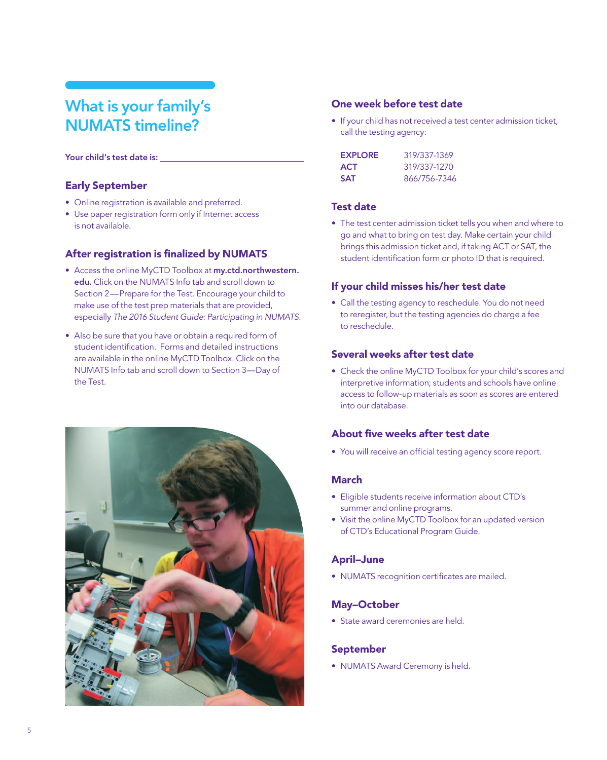# What is your family's NUMATS timeline?

**Your child's test date is:** ______________________________

## Early September

- Online registration is available and preferred.
- Use paper registration form only if Internet access is not available.

## After registration is finalized by NUMATS

- Access the online MyCTD Toolbox at **my.ctd.northwestern.edu.** Click on the NUMATS Info tab and scroll down to Section 2—Prepare for the Test. Encourage your child to make use of the test prep materials that are provided, especially *The 2016 Student Guide: Participating in NUMATS.*
- Also be sure that you have or obtain a required form of student identification. Forms and detailed instructions are available in the online MyCTD Toolbox. Click on the NUMATS Info tab and scroll down to Section 3—Day of the Test.

## One week before test date

- If your child has not received a test center admission ticket, call the testing agency:

| | |
|---|---|
| **EXPLORE** | 319/337-1369 |
| **ACT** | 319/337-1270 |
| **SAT** | 866/756-7346 |

## Test date

- The test center admission ticket tells you when and where to go and what to bring on test day. Make certain your child brings this admission ticket and, if taking ACT or SAT, the student identification form or photo ID that is required.

## If your child misses his/her test date

- Call the testing agency to reschedule. You do not need to reregister, but the testing agencies do charge a fee to reschedule.

## Several weeks after test date

- Check the online MyCTD Toolbox for your child's scores and interpretive information; students and schools have online access to follow-up materials as soon as scores are entered into our database.

## About five weeks after test date

- You will receive an official testing agency score report.

## March

- Eligible students receive information about CTD's summer and online programs.
- Visit the online MyCTD Toolbox for an updated version of CTD's Educational Program Guide.

## April–June

- NUMATS recognition certificates are mailed.

## May–October

- State award ceremonies are held.

## September

- NUMATS Award Ceremony is held.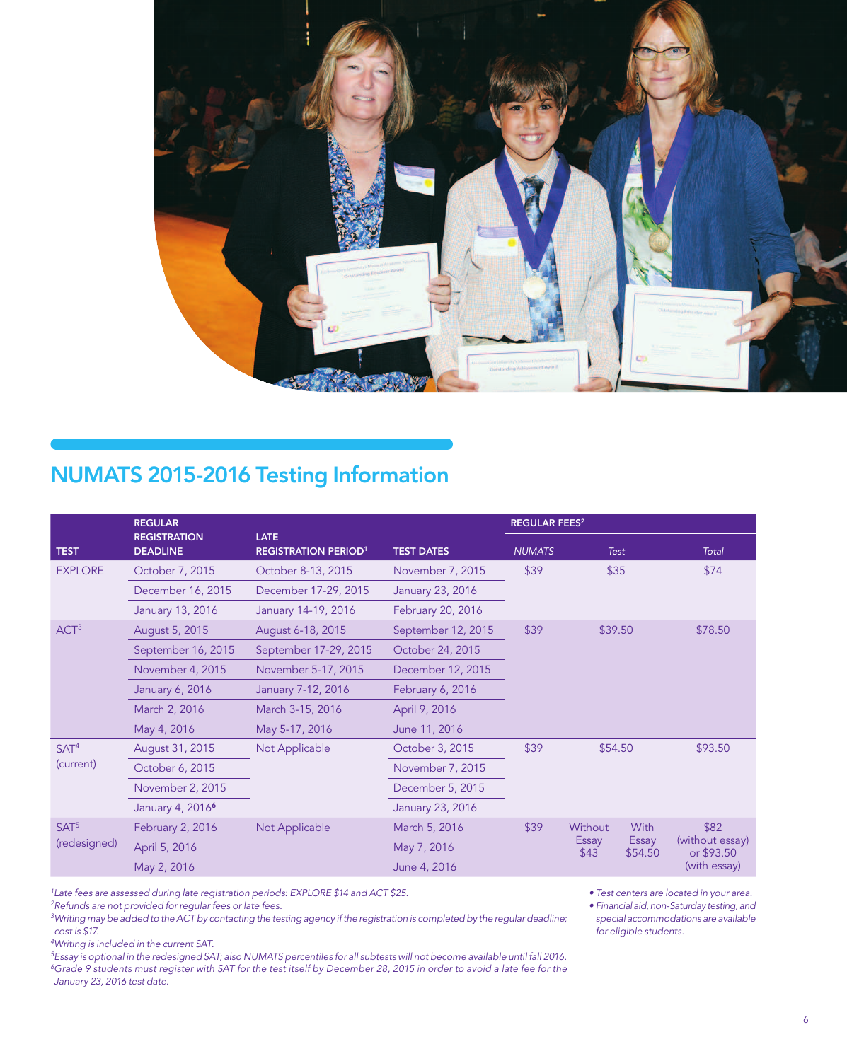## NUMATS 2015-2016 Testing Information

| TEST | REGULAR REGISTRATION DEADLINE | LATE REGISTRATION PERIOD[1] | TEST DATES | REGULAR FEES[2] | | |
|---|---|---|---|---|---|---|
| | | | | *NUMATS* | *Test* | *Total* |
| EXPLORE | October 7, 2015 | October 8-13, 2015 | November 7, 2015 | $39 | $35 | $74 |
| | December 16, 2015 | December 17-29, 2015 | January 23, 2016 | | | |
| | January 13, 2016 | January 14-19, 2016 | February 20, 2016 | | | |
| ACT[3] | August 5, 2015 | August 6-18, 2015 | September 12, 2015 | $39 | $39.50 | $78.50 |
| | September 16, 2015 | September 17-29, 2015 | October 24, 2015 | | | |
| | November 4, 2015 | November 5-17, 2015 | December 12, 2015 | | | |
| | January 6, 2016 | January 7-12, 2016 | February 6, 2016 | | | |
| | March 2, 2016 | March 3-15, 2016 | April 9, 2016 | | | |
| | May 4, 2016 | May 5-17, 2016 | June 11, 2016 | | | |
| SAT[4] (current) | August 31, 2015 | Not Applicable | October 3, 2015 | $39 | $54.50 | $93.50 |
| | October 6, 2015 | | November 7, 2015 | | | |
| | November 2, 2015 | | December 5, 2015 | | | |
| | January 4, 2016[6] | | January 23, 2016 | | | |
| SAT[5] (redesigned) | February 2, 2016 | Not Applicable | March 5, 2016 | $39 | Without Essay $43 / With Essay $54.50 | $82 (without essay) or $93.50 (with essay) |
| | April 5, 2016 | | May 7, 2016 | | | |
| | May 2, 2016 | | June 4, 2016 | | | |

*[1]Late fees are assessed during late registration periods: EXPLORE $14 and ACT $25.*
*[2]Refunds are not provided for regular fees or late fees.*
*[3]Writing may be added to the ACT by contacting the testing agency if the registration is completed by the regular deadline; cost is $17.*
*[4]Writing is included in the current SAT.*
*[5]Essay is optional in the redesigned SAT; also NUMATS percentiles for all subtests will not become available until fall 2016.*
*[6]Grade 9 students must register with SAT for the test itself by December 28, 2015 in order to avoid a late fee for the January 23, 2016 test date.*

- *Test centers are located in your area.*
- *Financial aid, non-Saturday testing, and special accommodations are available for eligible students.*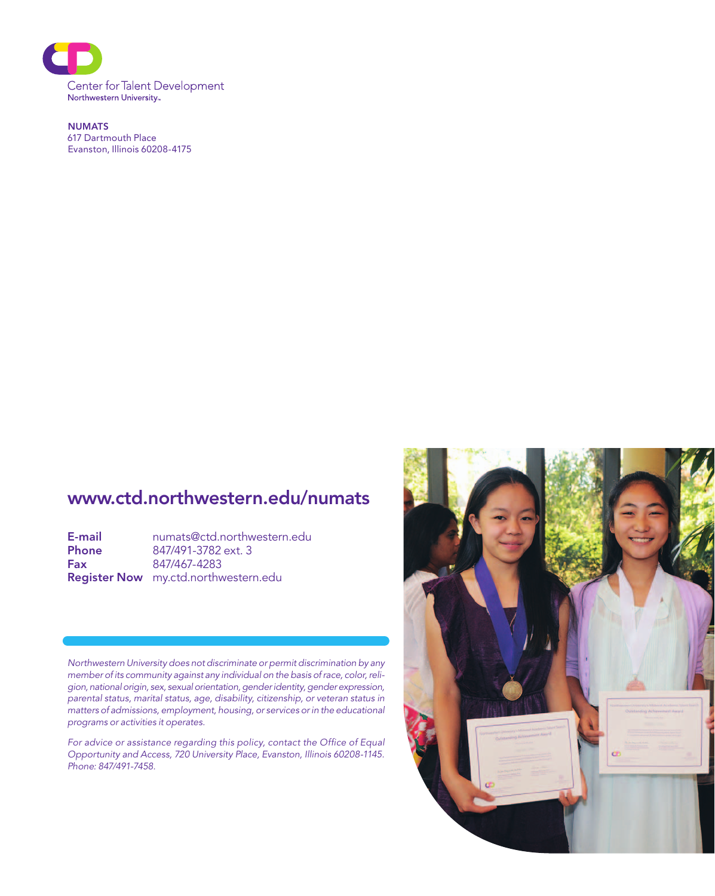Center for Talent Development
Northwestern University

**NUMATS**
617 Dartmouth Place
Evanston, Illinois 60208-4175

## www.ctd.northwestern.edu/numats

**E-mail** numats@ctd.northwestern.edu
**Phone** 847/491-3782 ext. 3
**Fax** 847/467-4283
**Register Now** my.ctd.northwestern.edu

*Northwestern University does not discriminate or permit discrimination by any member of its community against any individual on the basis of race, color, religion, national origin, sex, sexual orientation, gender identity, gender expression, parental status, marital status, age, disability, citizenship, or veteran status in matters of admissions, employment, housing, or services or in the educational programs or activities it operates.*

*For advice or assistance regarding this policy, contact the Office of Equal Opportunity and Access, 720 University Place, Evanston, Illinois 60208-1145. Phone: 847/491-7458.*